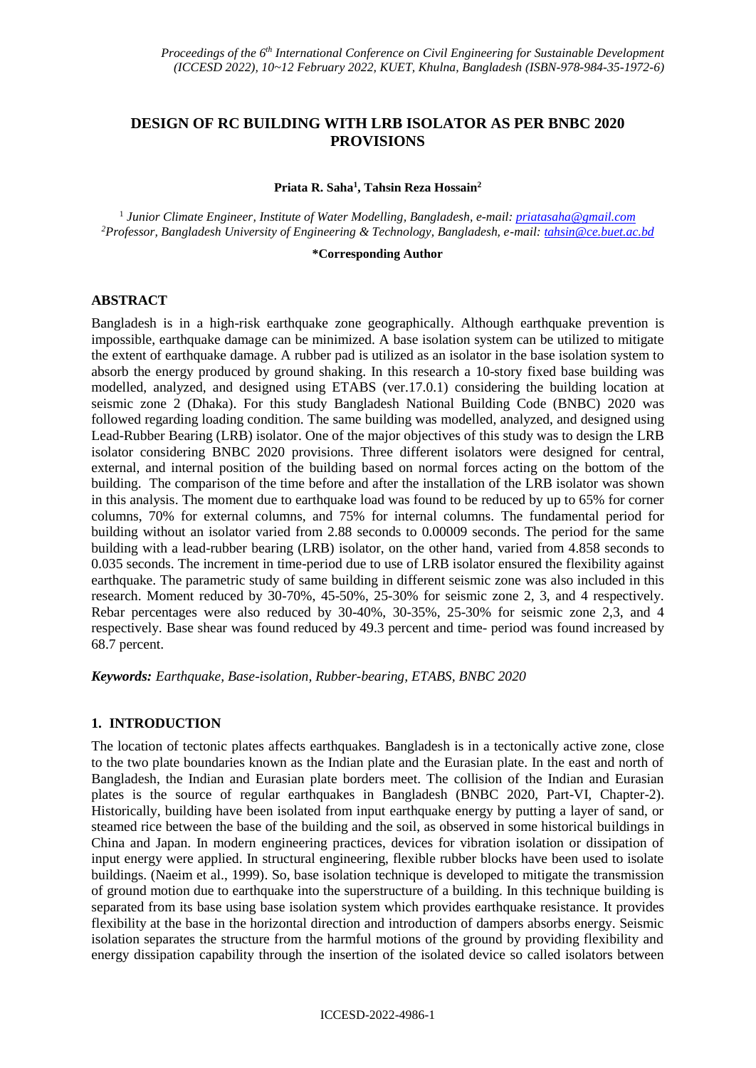# DESIGN OF RC BUILDING WITH LRB ISOLATOR AS PER BNBC 2020 PROVISIONS

**Priata R. Saha[1], Tahsin Reza Hossain[2]**

[1] *Junior Climate Engineer, Institute of Water Modelling, Bangladesh, e-mail: priatasaha@gmail.com*
[2]*Professor, Bangladesh University of Engineering & Technology, Bangladesh, e-mail: tahsin@ce.buet.ac.bd*

**\*Corresponding Author**

## ABSTRACT

Bangladesh is in a high-risk earthquake zone geographically. Although earthquake prevention is impossible, earthquake damage can be minimized. A base isolation system can be utilized to mitigate the extent of earthquake damage. A rubber pad is utilized as an isolator in the base isolation system to absorb the energy produced by ground shaking. In this research a 10-story fixed base building was modelled, analyzed, and designed using ETABS (ver.17.0.1) considering the building location at seismic zone 2 (Dhaka). For this study Bangladesh National Building Code (BNBC) 2020 was followed regarding loading condition. The same building was modelled, analyzed, and designed using Lead-Rubber Bearing (LRB) isolator. One of the major objectives of this study was to design the LRB isolator considering BNBC 2020 provisions. Three different isolators were designed for central, external, and internal position of the building based on normal forces acting on the bottom of the building. The comparison of the time before and after the installation of the LRB isolator was shown in this analysis. The moment due to earthquake load was found to be reduced by up to 65% for corner columns, 70% for external columns, and 75% for internal columns. The fundamental period for building without an isolator varied from 2.88 seconds to 0.00009 seconds. The period for the same building with a lead-rubber bearing (LRB) isolator, on the other hand, varied from 4.858 seconds to 0.035 seconds. The increment in time-period due to use of LRB isolator ensured the flexibility against earthquake. The parametric study of same building in different seismic zone was also included in this research. Moment reduced by 30-70%, 45-50%, 25-30% for seismic zone 2, 3, and 4 respectively. Rebar percentages were also reduced by 30-40%, 30-35%, 25-30% for seismic zone 2,3, and 4 respectively. Base shear was found reduced by 49.3 percent and time- period was found increased by 68.7 percent.

***Keywords:*** *Earthquake, Base-isolation, Rubber-bearing, ETABS, BNBC 2020*

## 1. INTRODUCTION

The location of tectonic plates affects earthquakes. Bangladesh is in a tectonically active zone, close to the two plate boundaries known as the Indian plate and the Eurasian plate. In the east and north of Bangladesh, the Indian and Eurasian plate borders meet. The collision of the Indian and Eurasian plates is the source of regular earthquakes in Bangladesh (BNBC 2020, Part-VI, Chapter-2). Historically, building have been isolated from input earthquake energy by putting a layer of sand, or steamed rice between the base of the building and the soil, as observed in some historical buildings in China and Japan. In modern engineering practices, devices for vibration isolation or dissipation of input energy were applied. In structural engineering, flexible rubber blocks have been used to isolate buildings. (Naeim et al., 1999). So, base isolation technique is developed to mitigate the transmission of ground motion due to earthquake into the superstructure of a building. In this technique building is separated from its base using base isolation system which provides earthquake resistance. It provides flexibility at the base in the horizontal direction and introduction of dampers absorbs energy. Seismic isolation separates the structure from the harmful motions of the ground by providing flexibility and energy dissipation capability through the insertion of the isolated device so called isolators between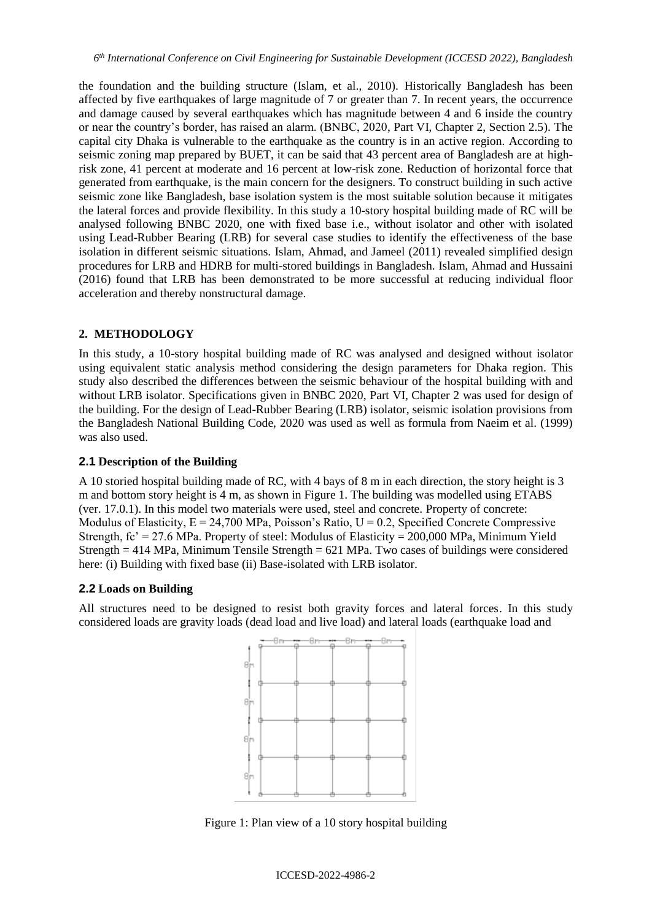the foundation and the building structure (Islam, et al., 2010). Historically Bangladesh has been affected by five earthquakes of large magnitude of 7 or greater than 7. In recent years, the occurrence and damage caused by several earthquakes which has magnitude between 4 and 6 inside the country or near the country's border, has raised an alarm. (BNBC, 2020, Part VI, Chapter 2, Section 2.5). The capital city Dhaka is vulnerable to the earthquake as the country is in an active region. According to seismic zoning map prepared by BUET, it can be said that 43 percent area of Bangladesh are at high-risk zone, 41 percent at moderate and 16 percent at low-risk zone. Reduction of horizontal force that generated from earthquake, is the main concern for the designers. To construct building in such active seismic zone like Bangladesh, base isolation system is the most suitable solution because it mitigates the lateral forces and provide flexibility. In this study a 10-story hospital building made of RC will be analysed following BNBC 2020, one with fixed base i.e., without isolator and other with isolated using Lead-Rubber Bearing (LRB) for several case studies to identify the effectiveness of the base isolation in different seismic situations. Islam, Ahmad, and Jameel (2011) revealed simplified design procedures for LRB and HDRB for multi-stored buildings in Bangladesh. Islam, Ahmad and Hussaini (2016) found that LRB has been demonstrated to be more successful at reducing individual floor acceleration and thereby nonstructural damage.

## 2. METHODOLOGY

In this study, a 10-story hospital building made of RC was analysed and designed without isolator using equivalent static analysis method considering the design parameters for Dhaka region. This study also described the differences between the seismic behaviour of the hospital building with and without LRB isolator. Specifications given in BNBC 2020, Part VI, Chapter 2 was used for design of the building. For the design of Lead-Rubber Bearing (LRB) isolator, seismic isolation provisions from the Bangladesh National Building Code, 2020 was used as well as formula from Naeim et al. (1999) was also used.

### 2.1 Description of the Building

A 10 storied hospital building made of RC, with 4 bays of 8 m in each direction, the story height is 3 m and bottom story height is 4 m, as shown in Figure 1. The building was modelled using ETABS (ver. 17.0.1). In this model two materials were used, steel and concrete. Property of concrete: Modulus of Elasticity, E = 24,700 MPa, Poisson's Ratio, U = 0.2, Specified Concrete Compressive Strength, fc' = 27.6 MPa. Property of steel: Modulus of Elasticity = 200,000 MPa, Minimum Yield Strength = 414 MPa, Minimum Tensile Strength = 621 MPa. Two cases of buildings were considered here: (i) Building with fixed base (ii) Base-isolated with LRB isolator.

### 2.2 Loads on Building

All structures need to be designed to resist both gravity forces and lateral forces. In this study considered loads are gravity loads (dead load and live load) and lateral loads (earthquake load and

Figure 1: Plan view of a 10 story hospital building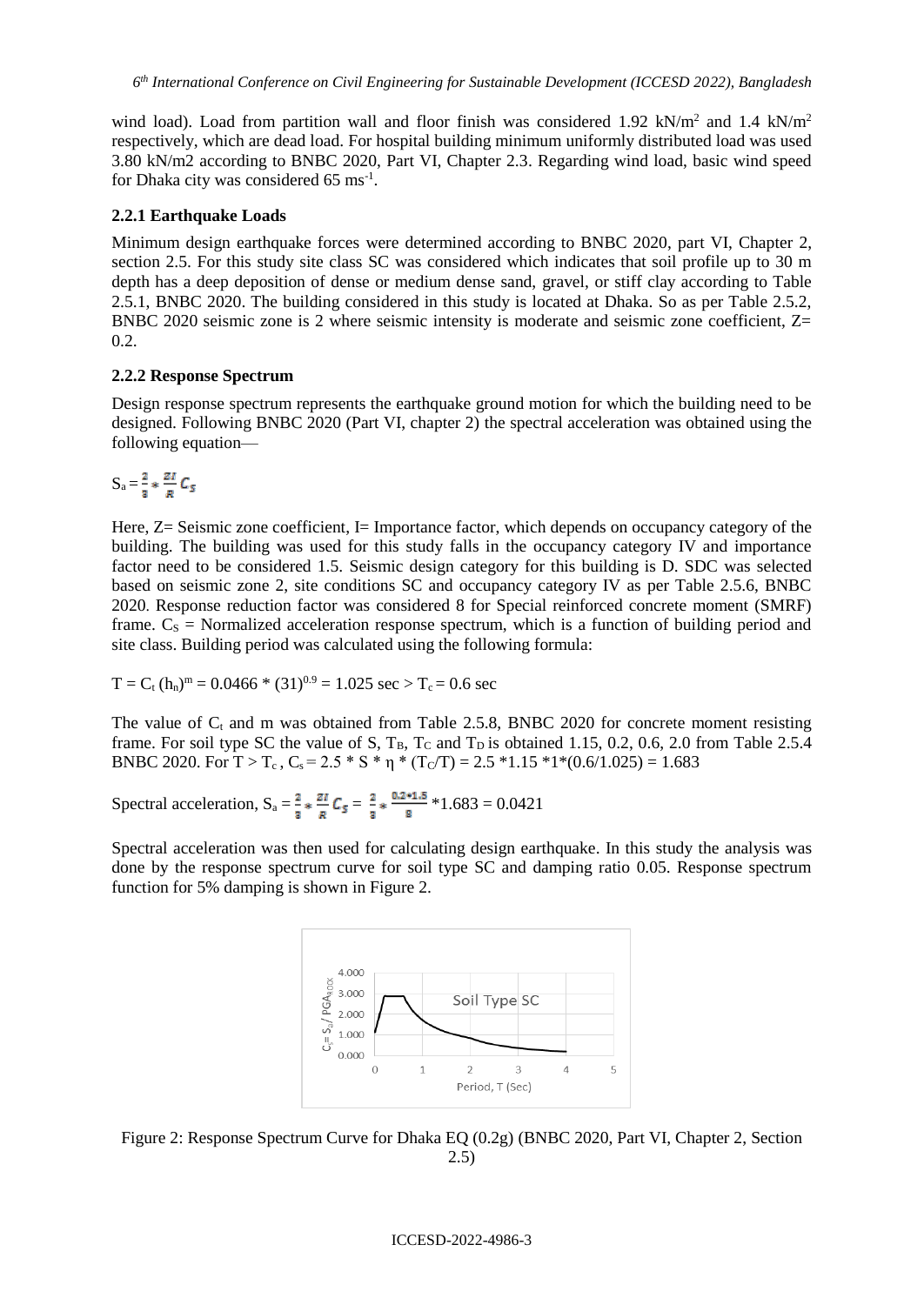wind load). Load from partition wall and floor finish was considered 1.92 $kN/m^2$ and 1.4 $kN/m^2$ respectively, which are dead load. For hospital building minimum uniformly distributed load was used 3.80 kN/m2 according to BNBC 2020, Part VI, Chapter 2.3. Regarding wind load, basic wind speed for Dhaka city was considered 65 $ms^{-1}$.

### 2.2.1 Earthquake Loads

Minimum design earthquake forces were determined according to BNBC 2020, part VI, Chapter 2, section 2.5. For this study site class SC was considered which indicates that soil profile up to 30 m depth has a deep deposition of dense or medium dense sand, gravel, or stiff clay according to Table 2.5.1, BNBC 2020. The building considered in this study is located at Dhaka. So as per Table 2.5.2, BNBC 2020 seismic zone is 2 where seismic intensity is moderate and seismic zone coefficient, Z= 0.2.

### 2.2.2 Response Spectrum

Design response spectrum represents the earthquake ground motion for which the building need to be designed. Following BNBC 2020 (Part VI, chapter 2) the spectral acceleration was obtained using the following equation—

$$S_a = \frac{2}{3} * \frac{ZI}{R} C_S$$

Here, Z= Seismic zone coefficient, I= Importance factor, which depends on occupancy category of the building. The building was used for this study falls in the occupancy category IV and importance factor need to be considered 1.5. Seismic design category for this building is D. SDC was selected based on seismic zone 2, site conditions SC and occupancy category IV as per Table 2.5.6, BNBC 2020. Response reduction factor was considered 8 for Special reinforced concrete moment (SMRF) frame. $C_S$ = Normalized acceleration response spectrum, which is a function of building period and site class. Building period was calculated using the following formula:

$$T = C_t (h_n)^m = 0.0466 * (31)^{0.9} = 1.025 \text{ sec} > T_c = 0.6 \text{ sec}$$

The value of $C_t$ and m was obtained from Table 2.5.8, BNBC 2020 for concrete moment resisting frame. For soil type SC the value of S, $T_B$, $T_C$ and $T_D$ is obtained 1.15, 0.2, 0.6, 2.0 from Table 2.5.4 BNBC 2020. For $T > T_c$ , $C_s = 2.5 * S * \eta * (T_C/T) = 2.5 * 1.15 * 1 * (0.6/1.025) = 1.683$

Spectral acceleration, $S_a = \frac{2}{3} * \frac{ZI}{R} C_S = \frac{2}{3} * \frac{0.2*1.5}{8} * 1.683 = 0.0421$

Spectral acceleration was then used for calculating design earthquake. In this study the analysis was done by the response spectrum curve for soil type SC and damping ratio 0.05. Response spectrum function for 5% damping is shown in Figure 2.

Figure 2: Response Spectrum Curve for Dhaka EQ (0.2g) (BNBC 2020, Part VI, Chapter 2, Section 2.5)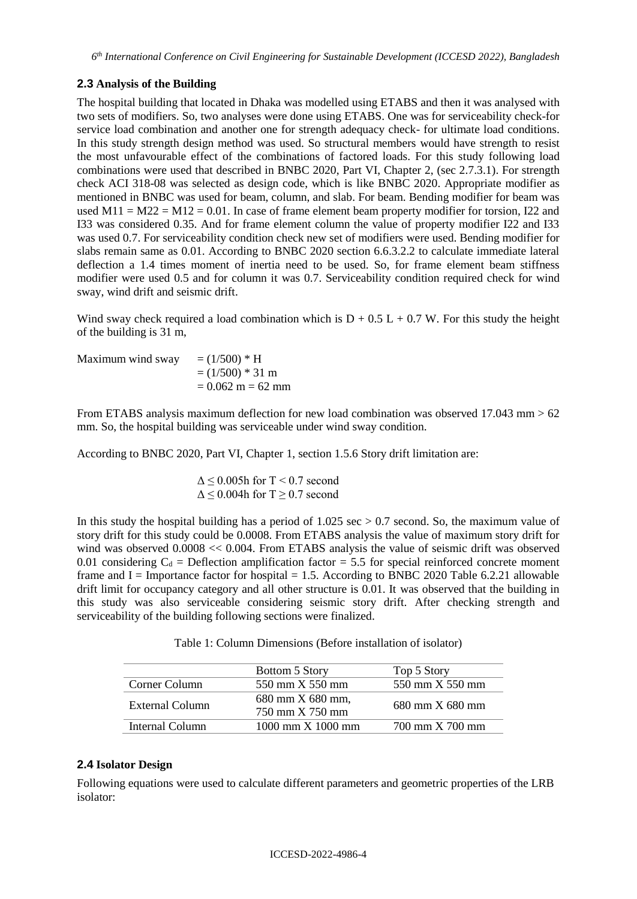### 2.3 Analysis of the Building

The hospital building that located in Dhaka was modelled using ETABS and then it was analysed with two sets of modifiers. So, two analyses were done using ETABS. One was for serviceability check-for service load combination and another one for strength adequacy check- for ultimate load conditions. In this study strength design method was used. So structural members would have strength to resist the most unfavourable effect of the combinations of factored loads. For this study following load combinations were used that described in BNBC 2020, Part VI, Chapter 2, (sec 2.7.3.1). For strength check ACI 318-08 was selected as design code, which is like BNBC 2020. Appropriate modifier as mentioned in BNBC was used for beam, column, and slab. For beam. Bending modifier for beam was used M11 = M22 = M12 = 0.01. In case of frame element beam property modifier for torsion, I22 and I33 was considered 0.35. And for frame element column the value of property modifier I22 and I33 was used 0.7. For serviceability condition check new set of modifiers were used. Bending modifier for slabs remain same as 0.01. According to BNBC 2020 section 6.6.3.2.2 to calculate immediate lateral deflection a 1.4 times moment of inertia need to be used. So, for frame element beam stiffness modifier were used 0.5 and for column it was 0.7. Serviceability condition required check for wind sway, wind drift and seismic drift.

Wind sway check required a load combination which is D + 0.5 L + 0.7 W. For this study the height of the building is 31 m,

$$\text{Maximum wind sway} = (1/500) * H = (1/500) * 31 \text{ m} = 0.062 \text{ m} = 62 \text{ mm}$$

From ETABS analysis maximum deflection for new load combination was observed 17.043 mm > 62 mm. So, the hospital building was serviceable under wind sway condition.

According to BNBC 2020, Part VI, Chapter 1, section 1.5.6 Story drift limitation are:

$$\Delta \leq 0.005h \text{ for } T < 0.7 \text{ second}$$
$$\Delta \leq 0.004h \text{ for } T \geq 0.7 \text{ second}$$

In this study the hospital building has a period of 1.025 sec > 0.7 second. So, the maximum value of story drift for this study could be 0.0008. From ETABS analysis the value of maximum story drift for wind was observed 0.0008 << 0.004. From ETABS analysis the value of seismic drift was observed 0.01 considering $C_d$ = Deflection amplification factor = 5.5 for special reinforced concrete moment frame and I = Importance factor for hospital = 1.5. According to BNBC 2020 Table 6.2.21 allowable drift limit for occupancy category and all other structure is 0.01. It was observed that the building in this study was also serviceable considering seismic story drift. After checking strength and serviceability of the building following sections were finalized.

Table 1: Column Dimensions (Before installation of isolator)

| | Bottom 5 Story | Top 5 Story |
|---|---|---|
| Corner Column | 550 mm X 550 mm | 550 mm X 550 mm |
| External Column | 680 mm X 680 mm, 750 mm X 750 mm | 680 mm X 680 mm |
| Internal Column | 1000 mm X 1000 mm | 700 mm X 700 mm |

### 2.4 Isolator Design

Following equations were used to calculate different parameters and geometric properties of the LRB isolator: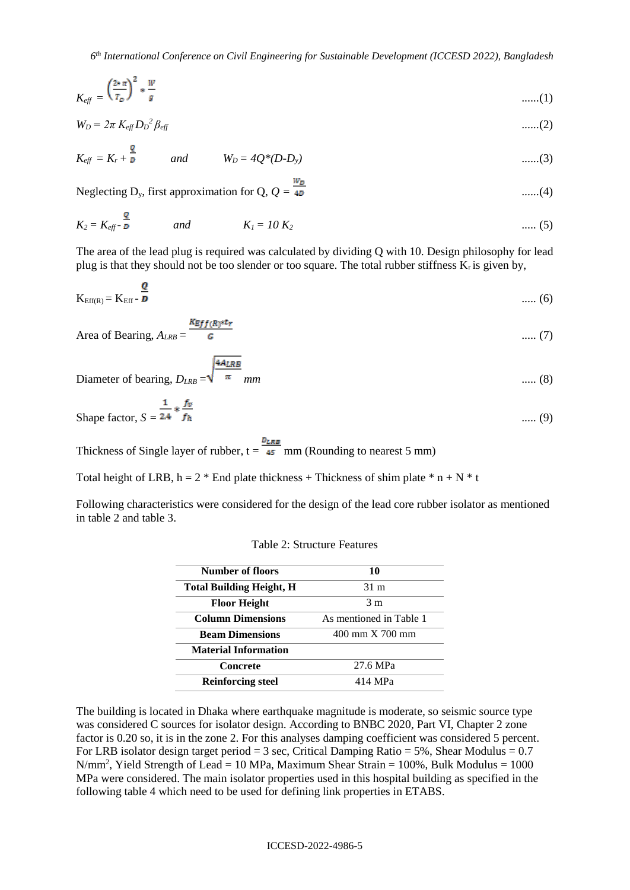$$K_{eff} = \left(\frac{2 * \pi}{T_D}\right)^2 * \frac{W}{g} \quad \text{......(1)}$$

$$W_D = 2\pi K_{eff} D_D^2 \beta_{eff} \quad \text{......(2)}$$

$$K_{eff} = K_r + \frac{Q}{D} \quad \text{and} \quad W_D = 4Q*(D-D_y) \quad \text{......(3)}$$

Neglecting $D_y$, first approximation for Q, $Q = \frac{W_D}{4D}$ ......(4)

$$K_2 = K_{eff} - \frac{Q}{D} \quad \text{and} \quad K_1 = 10\, K_2 \quad \text{..... (5)}$$

The area of the lead plug is required was calculated by dividing Q with 10. Design philosophy for lead plug is that they should not be too slender or too square. The total rubber stiffness $K_r$ is given by,

$$K_{Eff(R)} = K_{Eff} - \frac{Q}{D} \quad \text{..... (6)}$$

Area of Bearing, $A_{LRB} = \frac{K_{Eff(R)} * t_r}{G}$ ..... (7)

Diameter of bearing, $D_{LRB} = \sqrt{\frac{4A_{LRB}}{\pi}}$ mm ..... (8)

Shape factor, $S = \frac{1}{2.4} * \frac{f_v}{f_h}$ ..... (9)

Thickness of Single layer of rubber, $t = \frac{D_{LRB}}{45}$ mm (Rounding to nearest 5 mm)

Total height of LRB, h = 2 * End plate thickness + Thickness of shim plate * n + N * t

Following characteristics were considered for the design of the lead core rubber isolator as mentioned in table 2 and table 3.

Table 2: Structure Features

| **Number of floors** | **10** |
|---|---|
| **Total Building Height, H** | 31 m |
| **Floor Height** | 3 m |
| **Column Dimensions** | As mentioned in Table 1 |
| **Beam Dimensions** | 400 mm X 700 mm |
| **Material Information** | |
| **Concrete** | 27.6 MPa |
| **Reinforcing steel** | 414 MPa |

The building is located in Dhaka where earthquake magnitude is moderate, so seismic source type was considered C sources for isolator design. According to BNBC 2020, Part VI, Chapter 2 zone factor is 0.20 so, it is in the zone 2. For this analyses damping coefficient was considered 5 percent. For LRB isolator design target period = 3 sec, Critical Damping Ratio = 5%, Shear Modulus = 0.7 N/mm$^2$, Yield Strength of Lead = 10 MPa, Maximum Shear Strain = 100%, Bulk Modulus = 1000 MPa were considered. The main isolator properties used in this hospital building as specified in the following table 4 which need to be used for defining link properties in ETABS.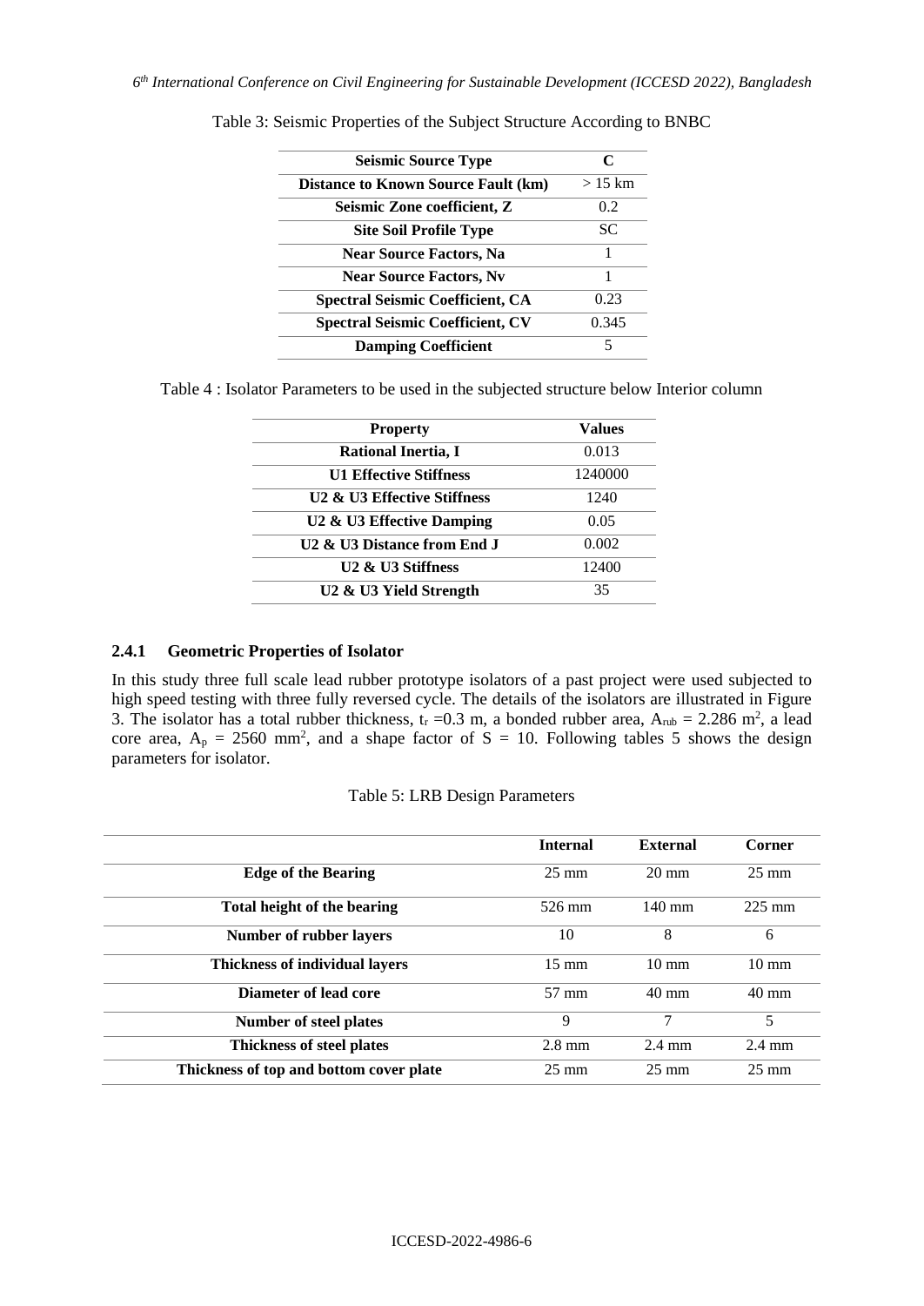Table 3: Seismic Properties of the Subject Structure According to BNBC

| Seismic Source Type | C |
|---|---|
| Distance to Known Source Fault (km) | > 15 km |
| Seismic Zone coefficient, Z | 0.2 |
| Site Soil Profile Type | SC |
| Near Source Factors, Na | 1 |
| Near Source Factors, Nv | 1 |
| Spectral Seismic Coefficient, CA | 0.23 |
| Spectral Seismic Coefficient, CV | 0.345 |
| Damping Coefficient | 5 |

Table 4 : Isolator Parameters to be used in the subjected structure below Interior column

| Property | Values |
|---|---|
| Rational Inertia, I | 0.013 |
| U1 Effective Stiffness | 1240000 |
| U2 & U3 Effective Stiffness | 1240 |
| U2 & U3 Effective Damping | 0.05 |
| U2 & U3 Distance from End J | 0.002 |
| U2 & U3 Stiffness | 12400 |
| U2 & U3 Yield Strength | 35 |

### 2.4.1 Geometric Properties of Isolator

In this study three full scale lead rubber prototype isolators of a past project were used subjected to high speed testing with three fully reversed cycle. The details of the isolators are illustrated in Figure 3. The isolator has a total rubber thickness, $t_r$ =0.3 m, a bonded rubber area, $A_{rub}$ = 2.286 $m^2$, a lead core area, $A_p$ = 2560 $mm^2$, and a shape factor of S = 10. Following tables 5 shows the design parameters for isolator.

Table 5: LRB Design Parameters

| | Internal | External | Corner |
|---|---|---|---|
| Edge of the Bearing | 25 mm | 20 mm | 25 mm |
| Total height of the bearing | 526 mm | 140 mm | 225 mm |
| Number of rubber layers | 10 | 8 | 6 |
| Thickness of individual layers | 15 mm | 10 mm | 10 mm |
| Diameter of lead core | 57 mm | 40 mm | 40 mm |
| Number of steel plates | 9 | 7 | 5 |
| Thickness of steel plates | 2.8 mm | 2.4 mm | 2.4 mm |
| Thickness of top and bottom cover plate | 25 mm | 25 mm | 25 mm |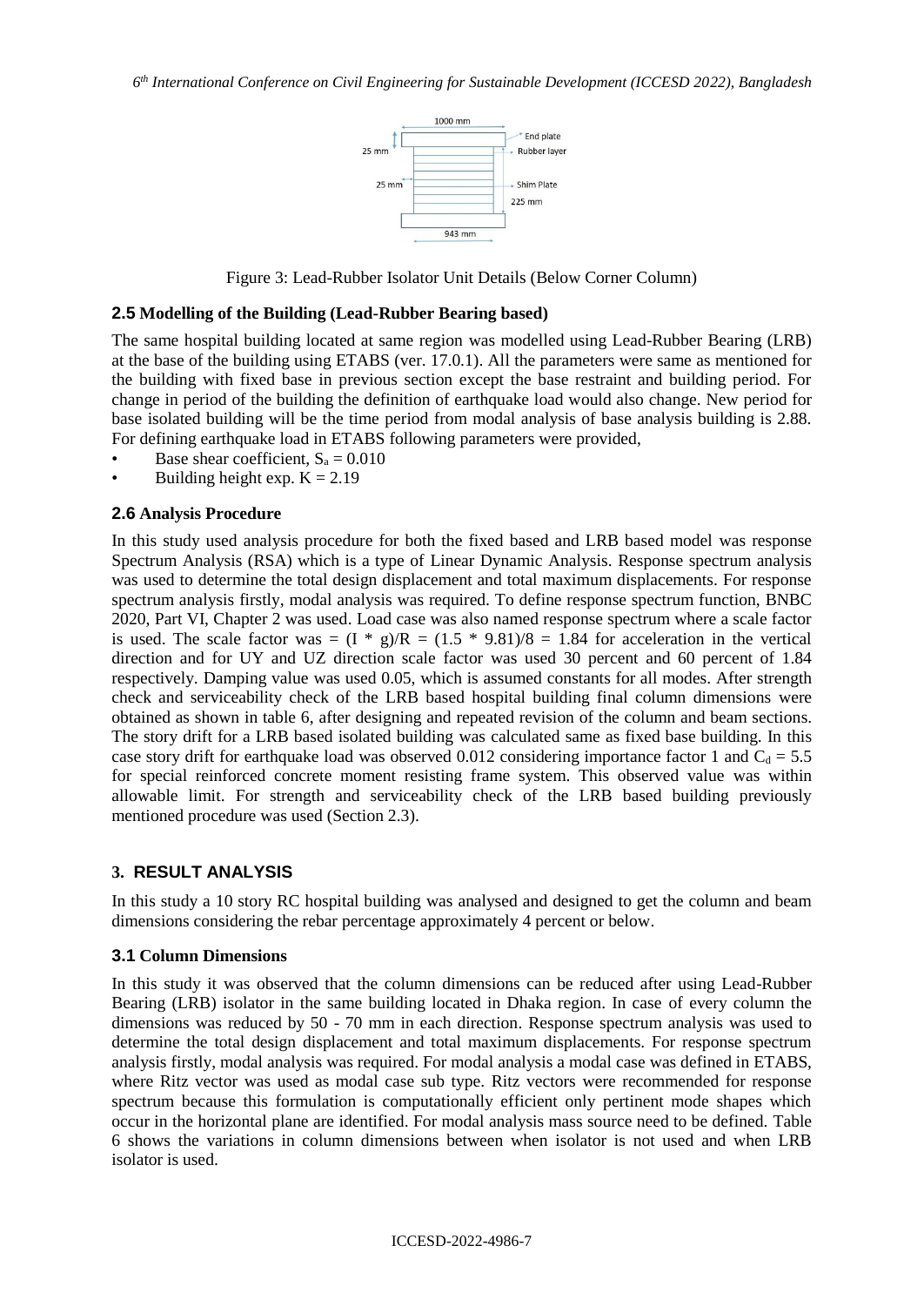Figure 3: Lead-Rubber Isolator Unit Details (Below Corner Column)

### 2.5 Modelling of the Building (Lead-Rubber Bearing based)

The same hospital building located at same region was modelled using Lead-Rubber Bearing (LRB) at the base of the building using ETABS (ver. 17.0.1). All the parameters were same as mentioned for the building with fixed base in previous section except the base restraint and building period. For change in period of the building the definition of earthquake load would also change. New period for base isolated building will be the time period from modal analysis of base analysis building is 2.88. For defining earthquake load in ETABS following parameters were provided,

- Base shear coefficient, $S_a = 0.010$
- Building height exp. $K = 2.19$

### 2.6 Analysis Procedure

In this study used analysis procedure for both the fixed based and LRB based model was response Spectrum Analysis (RSA) which is a type of Linear Dynamic Analysis. Response spectrum analysis was used to determine the total design displacement and total maximum displacements. For response spectrum analysis firstly, modal analysis was required. To define response spectrum function, BNBC 2020, Part VI, Chapter 2 was used. Load case was also named response spectrum where a scale factor is used. The scale factor was $= (I * g)/R = (1.5 * 9.81)/8 = 1.84$ for acceleration in the vertical direction and for UY and UZ direction scale factor was used 30 percent and 60 percent of 1.84 respectively. Damping value was used 0.05, which is assumed constants for all modes. After strength check and serviceability check of the LRB based hospital building final column dimensions were obtained as shown in table 6, after designing and repeated revision of the column and beam sections. The story drift for a LRB based isolated building was calculated same as fixed base building. In this case story drift for earthquake load was observed 0.012 considering importance factor 1 and $C_d = 5.5$ for special reinforced concrete moment resisting frame system. This observed value was within allowable limit. For strength and serviceability check of the LRB based building previously mentioned procedure was used (Section 2.3).

## 3. RESULT ANALYSIS

In this study a 10 story RC hospital building was analysed and designed to get the column and beam dimensions considering the rebar percentage approximately 4 percent or below.

### 3.1 Column Dimensions

In this study it was observed that the column dimensions can be reduced after using Lead-Rubber Bearing (LRB) isolator in the same building located in Dhaka region. In case of every column the dimensions was reduced by 50 - 70 mm in each direction. Response spectrum analysis was used to determine the total design displacement and total maximum displacements. For response spectrum analysis firstly, modal analysis was required. For modal analysis a modal case was defined in ETABS, where Ritz vector was used as modal case sub type. Ritz vectors were recommended for response spectrum because this formulation is computationally efficient only pertinent mode shapes which occur in the horizontal plane are identified. For modal analysis mass source need to be defined. Table 6 shows the variations in column dimensions between when isolator is not used and when LRB isolator is used.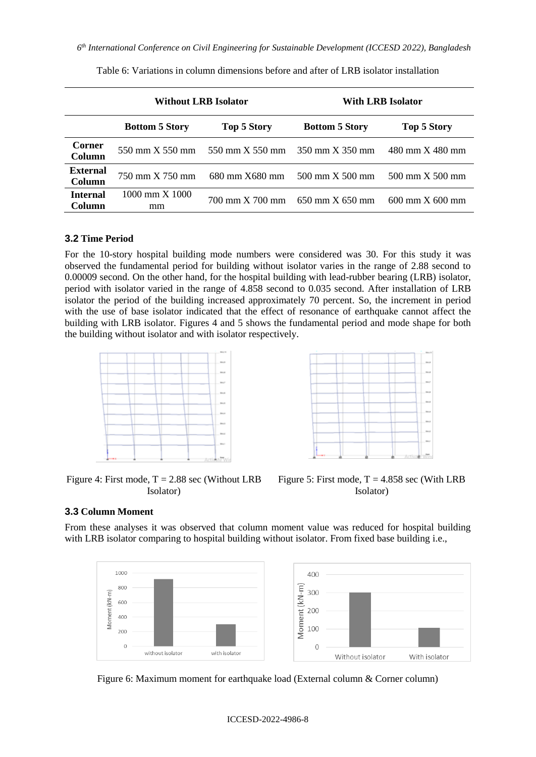Table 6: Variations in column dimensions before and after of LRB isolator installation

| | Without LRB Isolator | | With LRB Isolator | |
|---|---|---|---|---|
| | **Bottom 5 Story** | **Top 5 Story** | **Bottom 5 Story** | **Top 5 Story** |
| **Corner Column** | 550 mm X 550 mm | 550 mm X 550 mm | 350 mm X 350 mm | 480 mm X 480 mm |
| **External Column** | 750 mm X 750 mm | 680 mm X680 mm | 500 mm X 500 mm | 500 mm X 500 mm |
| **Internal Column** | 1000 mm X 1000 mm | 700 mm X 700 mm | 650 mm X 650 mm | 600 mm X 600 mm |

### 3.2 Time Period

For the 10-story hospital building mode numbers were considered was 30. For this study it was observed the fundamental period for building without isolator varies in the range of 2.88 second to 0.00009 second. On the other hand, for the hospital building with lead-rubber bearing (LRB) isolator, period with isolator varied in the range of 4.858 second to 0.035 second. After installation of LRB isolator the period of the building increased approximately 70 percent. So, the increment in period with the use of base isolator indicated that the effect of resonance of earthquake cannot affect the building with LRB isolator. Figures 4 and 5 shows the fundamental period and mode shape for both the building without isolator and with isolator respectively.

Figure 4: First mode, T = 2.88 sec (Without LRB Isolator)

Figure 5: First mode, T = 4.858 sec (With LRB Isolator)

### 3.3 Column Moment

From these analyses it was observed that column moment value was reduced for hospital building with LRB isolator comparing to hospital building without isolator. From fixed base building i.e.,

Figure 6: Maximum moment for earthquake load (External column & Corner column)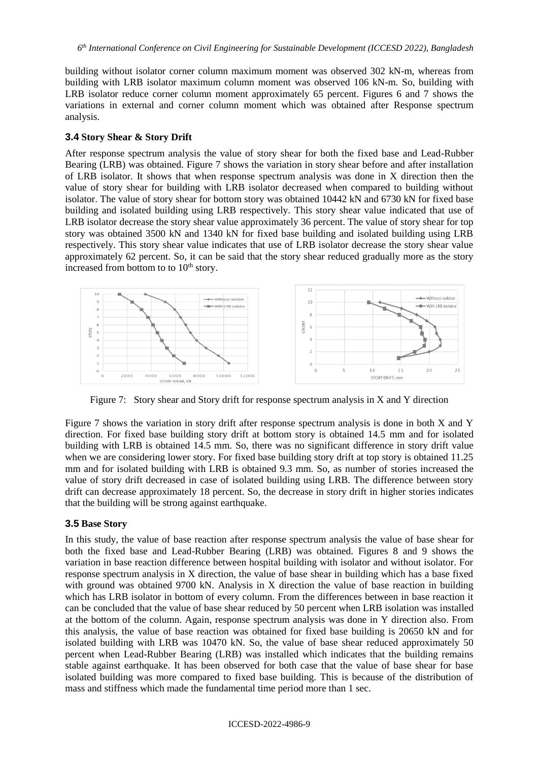building without isolator corner column maximum moment was observed 302 kN-m, whereas from building with LRB isolator maximum column moment was observed 106 kN-m. So, building with LRB isolator reduce corner column moment approximately 65 percent. Figures 6 and 7 shows the variations in external and corner column moment which was obtained after Response spectrum analysis.

### 3.4 Story Shear & Story Drift

After response spectrum analysis the value of story shear for both the fixed base and Lead-Rubber Bearing (LRB) was obtained. Figure 7 shows the variation in story shear before and after installation of LRB isolator. It shows that when response spectrum analysis was done in X direction then the value of story shear for building with LRB isolator decreased when compared to building without isolator. The value of story shear for bottom story was obtained 10442 kN and 6730 kN for fixed base building and isolated building using LRB respectively. This story shear value indicated that use of LRB isolator decrease the story shear value approximately 36 percent. The value of story shear for top story was obtained 3500 kN and 1340 kN for fixed base building and isolated building using LRB respectively. This story shear value indicates that use of LRB isolator decrease the story shear value approximately 62 percent. So, it can be said that the story shear reduced gradually more as the story increased from bottom to to 10$^{th}$ story.

Figure 7: Story shear and Story drift for response spectrum analysis in X and Y direction

Figure 7 shows the variation in story drift after response spectrum analysis is done in both X and Y direction. For fixed base building story drift at bottom story is obtained 14.5 mm and for isolated building with LRB is obtained 14.5 mm. So, there was no significant difference in story drift value when we are considering lower story. For fixed base building story drift at top story is obtained 11.25 mm and for isolated building with LRB is obtained 9.3 mm. So, as number of stories increased the value of story drift decreased in case of isolated building using LRB. The difference between story drift can decrease approximately 18 percent. So, the decrease in story drift in higher stories indicates that the building will be strong against earthquake.

### 3.5 Base Story

In this study, the value of base reaction after response spectrum analysis the value of base shear for both the fixed base and Lead-Rubber Bearing (LRB) was obtained. Figures 8 and 9 shows the variation in base reaction difference between hospital building with isolator and without isolator. For response spectrum analysis in X direction, the value of base shear in building which has a base fixed with ground was obtained 9700 kN. Analysis in X direction the value of base reaction in building which has LRB isolator in bottom of every column. From the differences between in base reaction it can be concluded that the value of base shear reduced by 50 percent when LRB isolation was installed at the bottom of the column. Again, response spectrum analysis was done in Y direction also. From this analysis, the value of base reaction was obtained for fixed base building is 20650 kN and for isolated building with LRB was 10470 kN. So, the value of base shear reduced approximately 50 percent when Lead-Rubber Bearing (LRB) was installed which indicates that the building remains stable against earthquake. It has been observed for both case that the value of base shear for base isolated building was more compared to fixed base building. This is because of the distribution of mass and stiffness which made the fundamental time period more than 1 sec.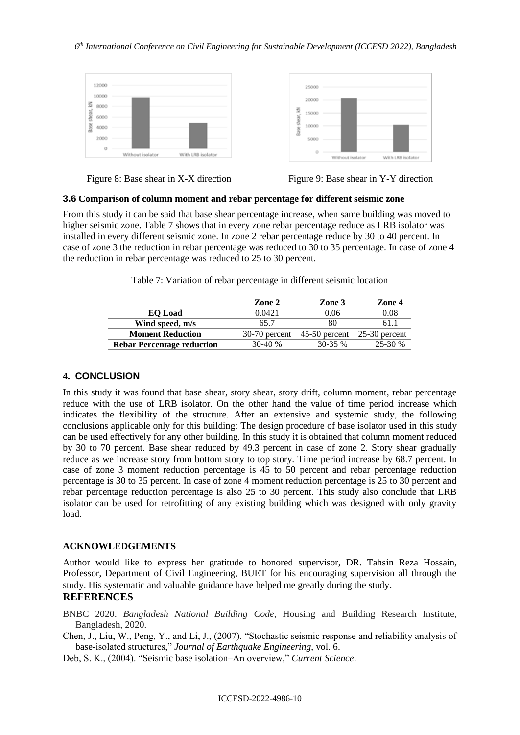Figure 8: Base shear in X-X direction

Figure 9: Base shear in Y-Y direction

### 3.6 Comparison of column moment and rebar percentage for different seismic zone

From this study it can be said that base shear percentage increase, when same building was moved to higher seismic zone. Table 7 shows that in every zone rebar percentage reduce as LRB isolator was installed in every different seismic zone. In zone 2 rebar percentage reduce by 30 to 40 percent. In case of zone 3 the reduction in rebar percentage was reduced to 30 to 35 percentage. In case of zone 4 the reduction in rebar percentage was reduced to 25 to 30 percent.

Table 7: Variation of rebar percentage in different seismic location

| | Zone 2 | Zone 3 | Zone 4 |
|---|---|---|---|
| **EQ Load** | 0.0421 | 0.06 | 0.08 |
| **Wind speed, m/s** | 65.7 | 80 | 61.1 |
| **Moment Reduction** | 30-70 percent | 45-50 percent | 25-30 percent |
| **Rebar Percentage reduction** | 30-40 % | 30-35 % | 25-30 % |

## 4. CONCLUSION

In this study it was found that base shear, story shear, story drift, column moment, rebar percentage reduce with the use of LRB isolator. On the other hand the value of time period increase which indicates the flexibility of the structure. After an extensive and systemic study, the following conclusions applicable only for this building: The design procedure of base isolator used in this study can be used effectively for any other building. In this study it is obtained that column moment reduced by 30 to 70 percent. Base shear reduced by 49.3 percent in case of zone 2. Story shear gradually reduce as we increase story from bottom story to top story. Time period increase by 68.7 percent. In case of zone 3 moment reduction percentage is 45 to 50 percent and rebar percentage reduction percentage is 30 to 35 percent. In case of zone 4 moment reduction percentage is 25 to 30 percent and rebar percentage reduction percentage is also 25 to 30 percent. This study also conclude that LRB isolator can be used for retrofitting of any existing building which was designed with only gravity load.

## ACKNOWLEDGEMENTS

Author would like to express her gratitude to honored supervisor, DR. Tahsin Reza Hossain, Professor, Department of Civil Engineering, BUET for his encouraging supervision all through the study. His systematic and valuable guidance have helped me greatly during the study.

## REFERENCES

BNBC 2020. *Bangladesh National Building Code*, Housing and Building Research Institute, Bangladesh, 2020.

Chen, J., Liu, W., Peng, Y., and Li, J., (2007). "Stochastic seismic response and reliability analysis of base-isolated structures," *Journal of Earthquake Engineering*, vol. 6.

Deb, S. K., (2004). "Seismic base isolation–An overview," *Current Science*.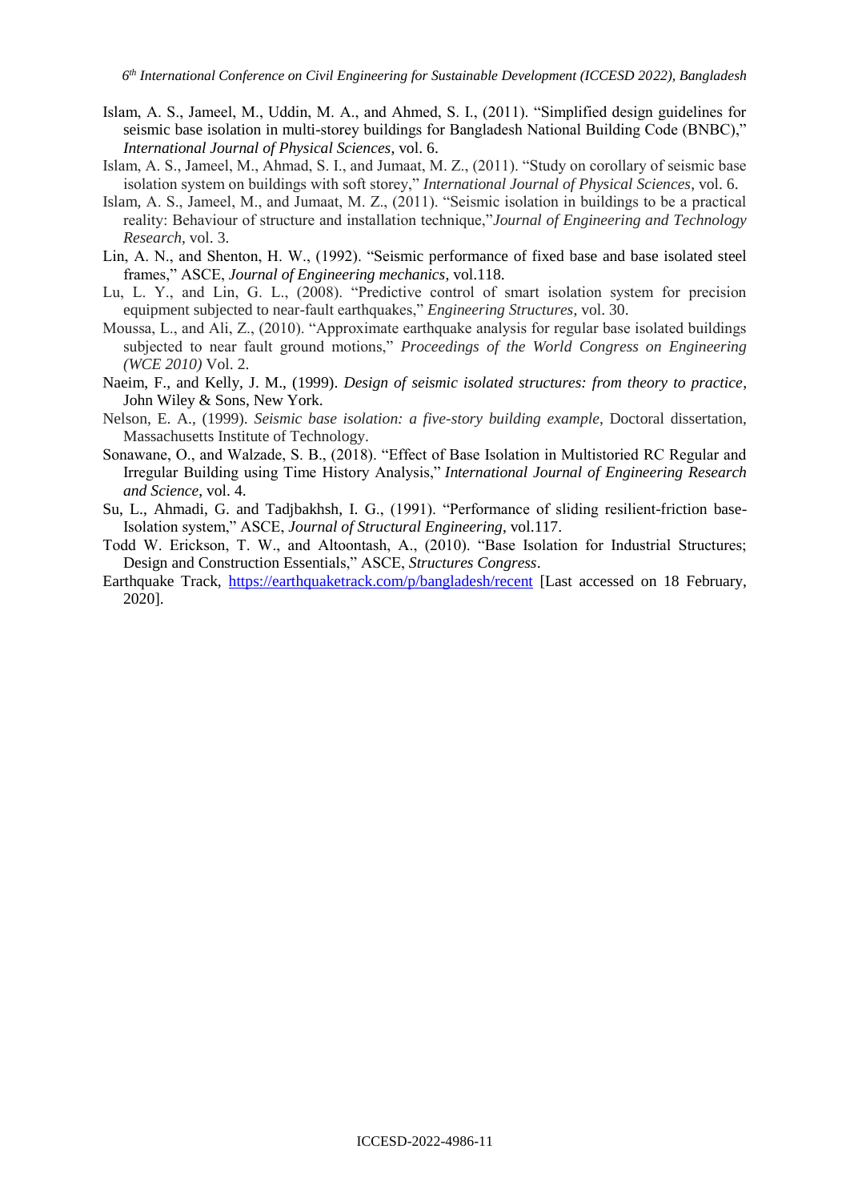Islam, A. S., Jameel, M., Uddin, M. A., and Ahmed, S. I., (2011). "Simplified design guidelines for seismic base isolation in multi-storey buildings for Bangladesh National Building Code (BNBC)," *International Journal of Physical Sciences*, vol. 6.

Islam, A. S., Jameel, M., Ahmad, S. I., and Jumaat, M. Z., (2011). "Study on corollary of seismic base isolation system on buildings with soft storey," *International Journal of Physical Sciences*, vol. 6.

Islam, A. S., Jameel, M., and Jumaat, M. Z., (2011). "Seismic isolation in buildings to be a practical reality: Behaviour of structure and installation technique,"*Journal of Engineering and Technology Research*, vol. 3.

Lin, A. N., and Shenton, H. W., (1992). "Seismic performance of fixed base and base isolated steel frames," ASCE, *Journal of Engineering mechanics*, vol.118.

Lu, L. Y., and Lin, G. L., (2008). "Predictive control of smart isolation system for precision equipment subjected to near-fault earthquakes," *Engineering Structures*, vol. 30.

Moussa, L., and Ali, Z., (2010). "Approximate earthquake analysis for regular base isolated buildings subjected to near fault ground motions," *Proceedings of the World Congress on Engineering (WCE 2010)* Vol. 2.

Naeim, F., and Kelly, J. M., (1999). *Design of seismic isolated structures: from theory to practice*, John Wiley & Sons, New York.

Nelson, E. A., (1999). *Seismic base isolation: a five-story building example*, Doctoral dissertation, Massachusetts Institute of Technology.

Sonawane, O., and Walzade, S. B., (2018). "Effect of Base Isolation in Multistoried RC Regular and Irregular Building using Time History Analysis," *International Journal of Engineering Research and Science*, vol. 4.

Su, L., Ahmadi, G. and Tadjbakhsh, I. G., (1991). "Performance of sliding resilient-friction base-Isolation system," ASCE, *Journal of Structural Engineering*, vol.117.

Todd W. Erickson, T. W., and Altoontash, A., (2010). "Base Isolation for Industrial Structures; Design and Construction Essentials," ASCE, *Structures Congress*.

Earthquake Track, https://earthquaketrack.com/p/bangladesh/recent [Last accessed on 18 February, 2020].